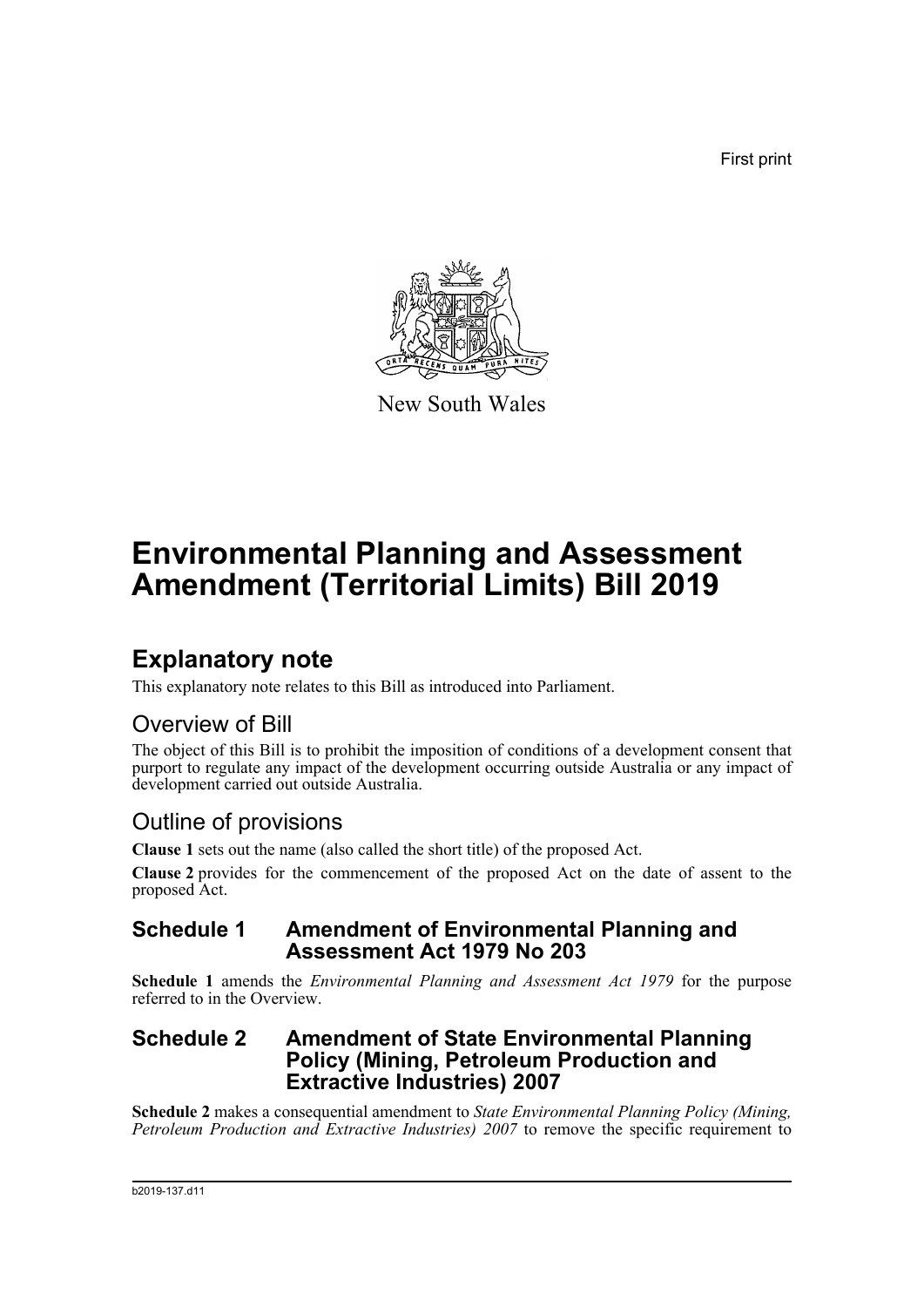First print

New South Wales

# Environmental Planning and Assessment Amendment (Territorial Limits) Bill 2019

## Explanatory note

This explanatory note relates to this Bill as introduced into Parliament.

### Overview of Bill

The object of this Bill is to prohibit the imposition of conditions of a development consent that purport to regulate any impact of the development occurring outside Australia or any impact of development carried out outside Australia.

### Outline of provisions

**Clause 1** sets out the name (also called the short title) of the proposed Act.

**Clause 2** provides for the commencement of the proposed Act on the date of assent to the proposed Act.

### Schedule 1 Amendment of Environmental Planning and Assessment Act 1979 No 203

**Schedule 1** amends the *Environmental Planning and Assessment Act 1979* for the purpose referred to in the Overview.

### Schedule 2 Amendment of State Environmental Planning Policy (Mining, Petroleum Production and Extractive Industries) 2007

**Schedule 2** makes a consequential amendment to *State Environmental Planning Policy (Mining, Petroleum Production and Extractive Industries) 2007* to remove the specific requirement to

b2019-137.d11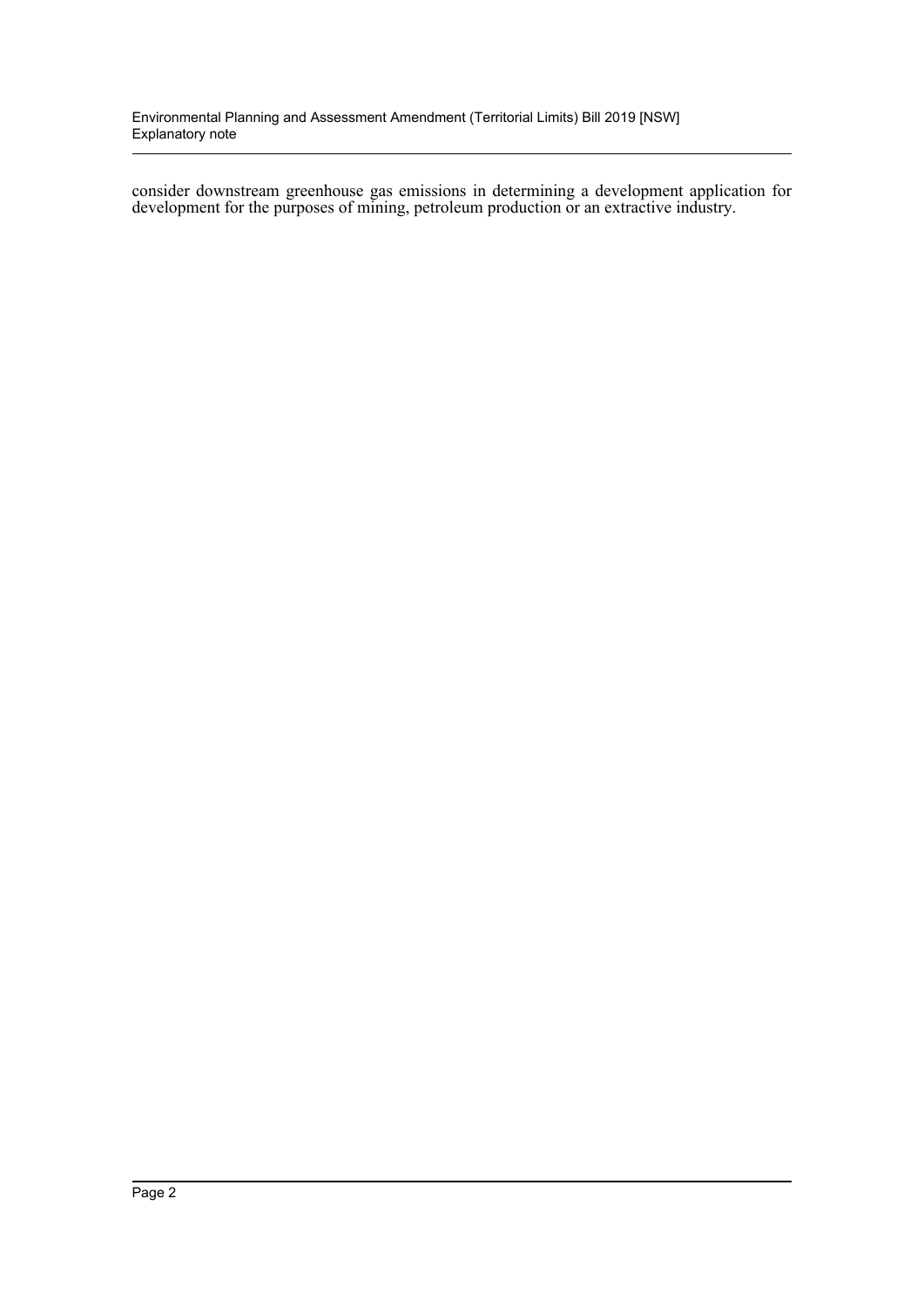consider downstream greenhouse gas emissions in determining a development application for development for the purposes of mining, petroleum production or an extractive industry.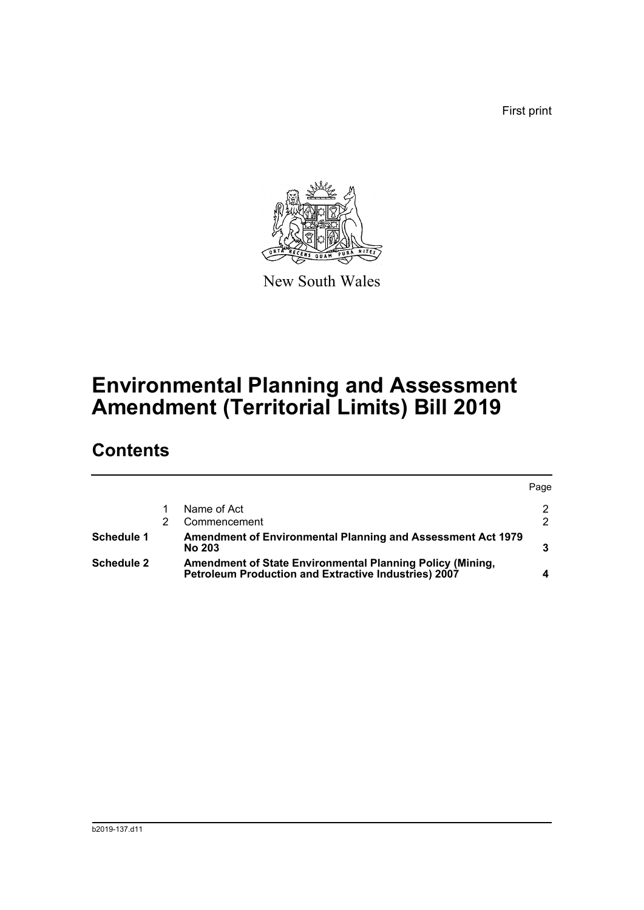First print

New South Wales

# Environmental Planning and Assessment Amendment (Territorial Limits) Bill 2019

## Contents

| | | | Page |
|---|---|---|---|
| | 1 | Name of Act | 2 |
| | 2 | Commencement | 2 |
| **Schedule 1** | | **Amendment of Environmental Planning and Assessment Act 1979 No 203** | **3** |
| **Schedule 2** | | **Amendment of State Environmental Planning Policy (Mining, Petroleum Production and Extractive Industries) 2007** | **4** |

b2019-137.d11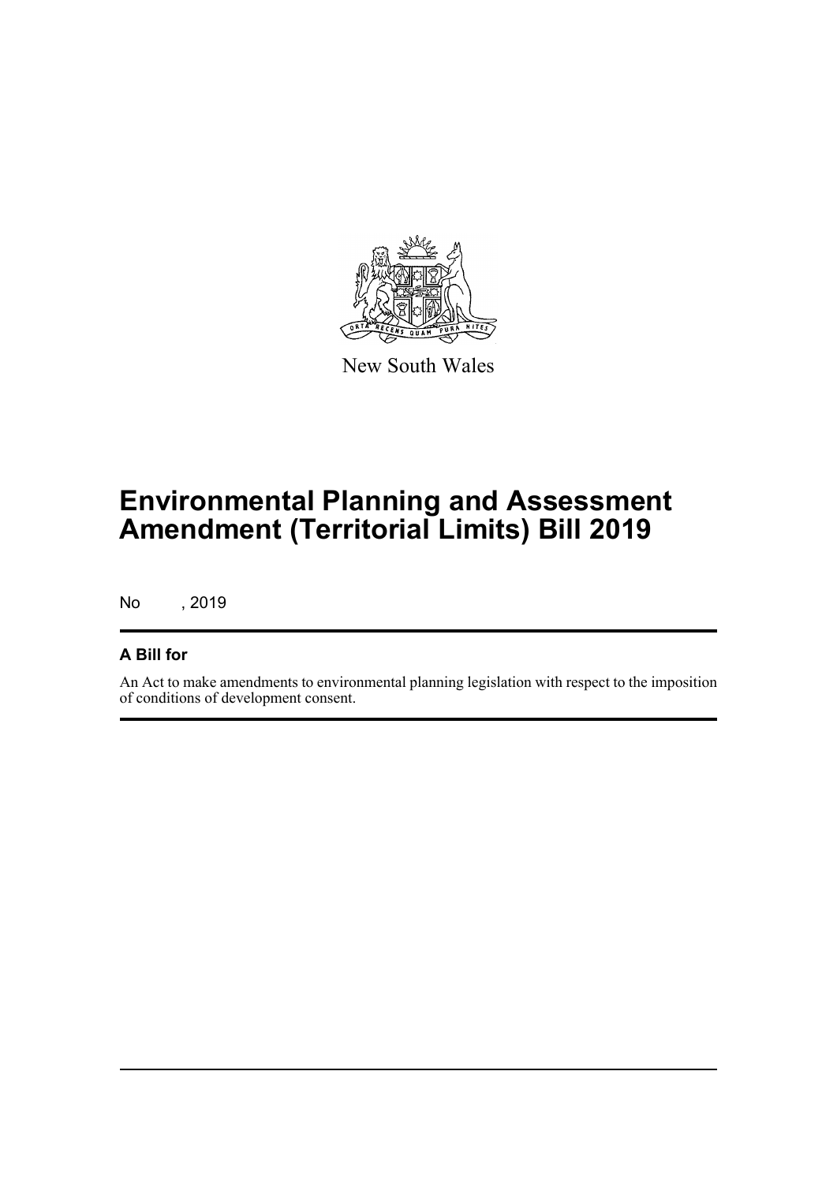New South Wales

# Environmental Planning and Assessment Amendment (Territorial Limits) Bill 2019

No , 2019

## A Bill for

An Act to make amendments to environmental planning legislation with respect to the imposition of conditions of development consent.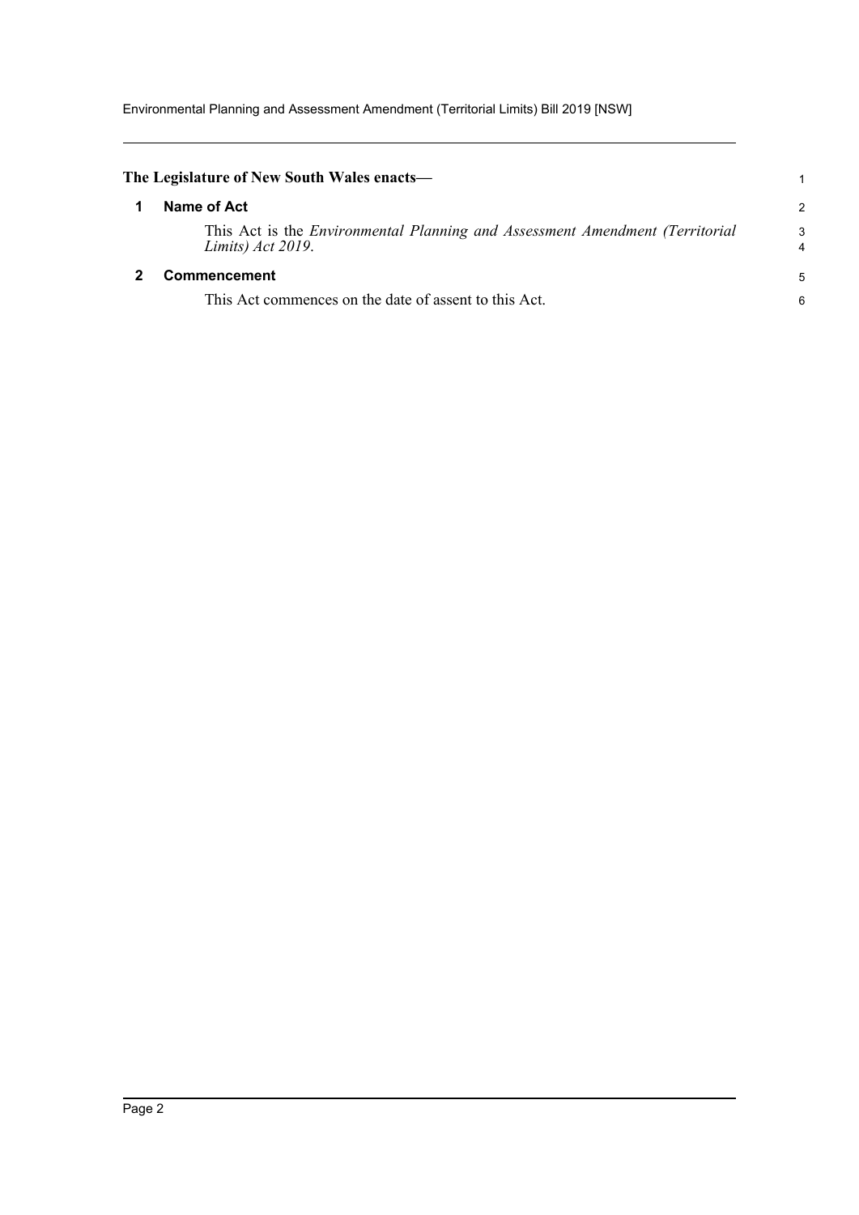**The Legislature of New South Wales enacts—**

## 1 Name of Act

This Act is the *Environmental Planning and Assessment Amendment (Territorial Limits) Act 2019*.

## 2 Commencement

This Act commences on the date of assent to this Act.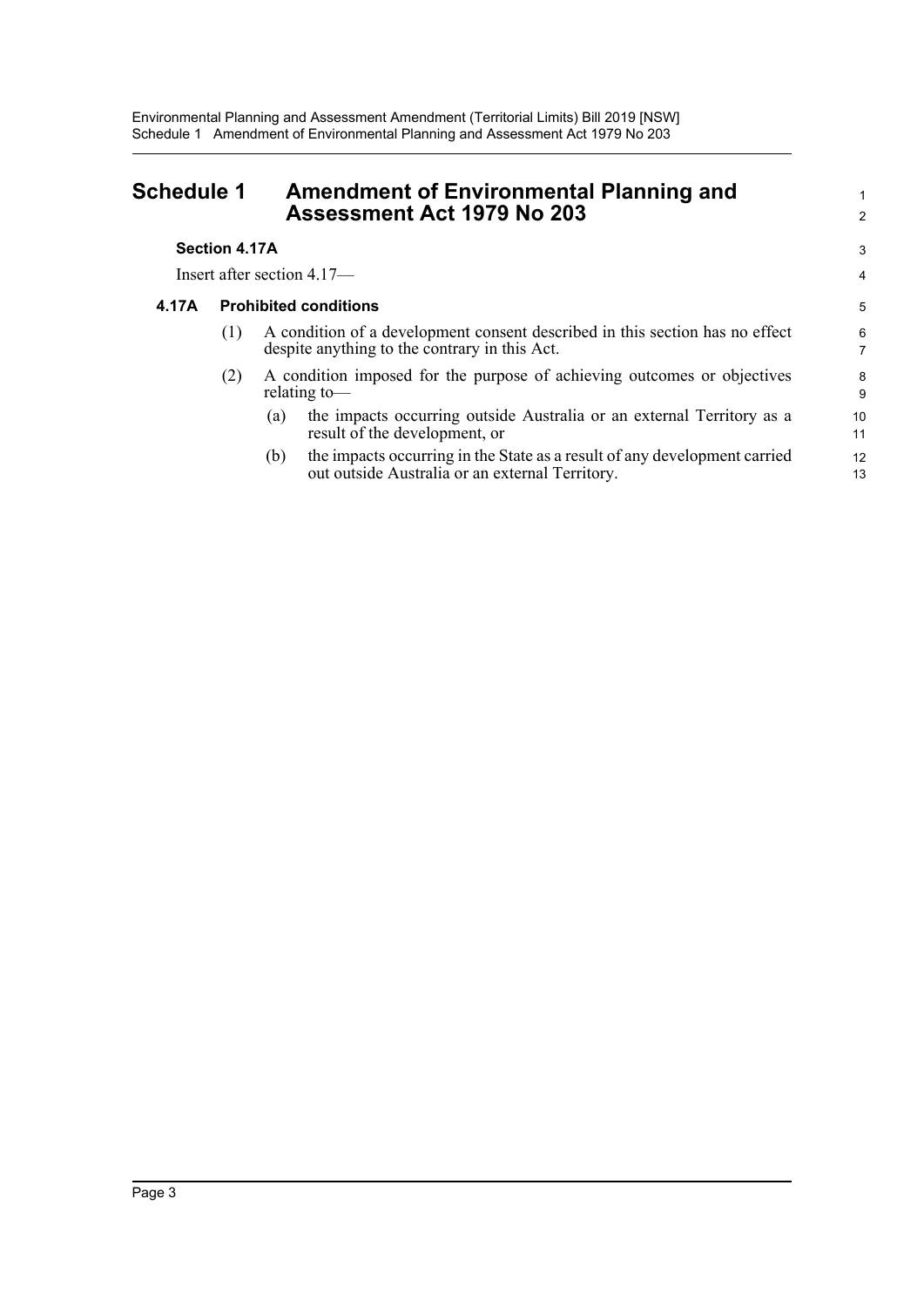# Schedule 1 Amendment of Environmental Planning and Assessment Act 1979 No 203

**Section 4.17A**

Insert after section 4.17—

**4.17A Prohibited conditions**

(1) A condition of a development consent described in this section has no effect despite anything to the contrary in this Act.

(2) A condition imposed for the purpose of achieving outcomes or objectives relating to—

(a) the impacts occurring outside Australia or an external Territory as a result of the development, or

(b) the impacts occurring in the State as a result of any development carried out outside Australia or an external Territory.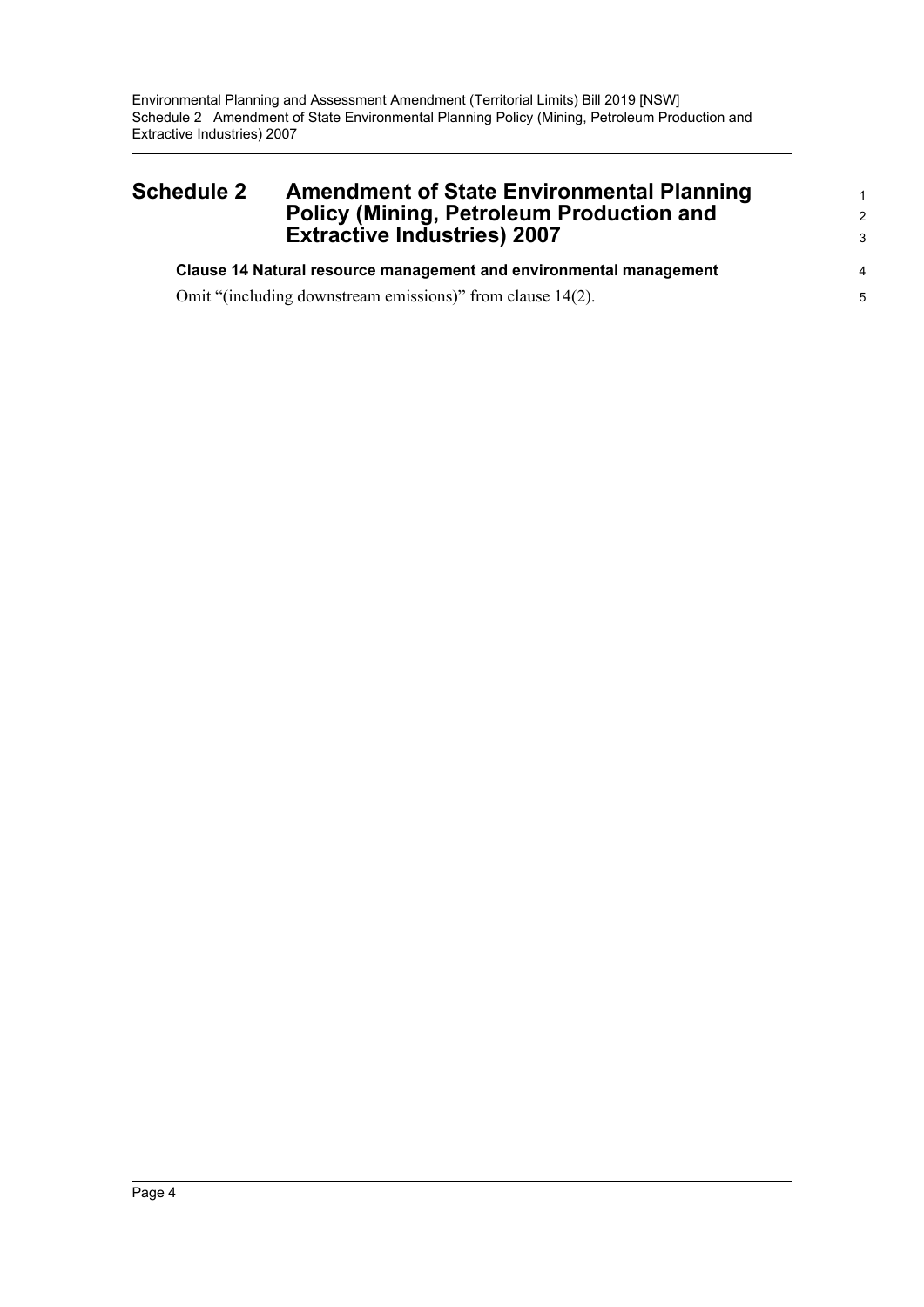## Schedule 2 Amendment of State Environmental Planning Policy (Mining, Petroleum Production and Extractive Industries) 2007

### Clause 14 Natural resource management and environmental management

Omit "(including downstream emissions)" from clause 14(2).